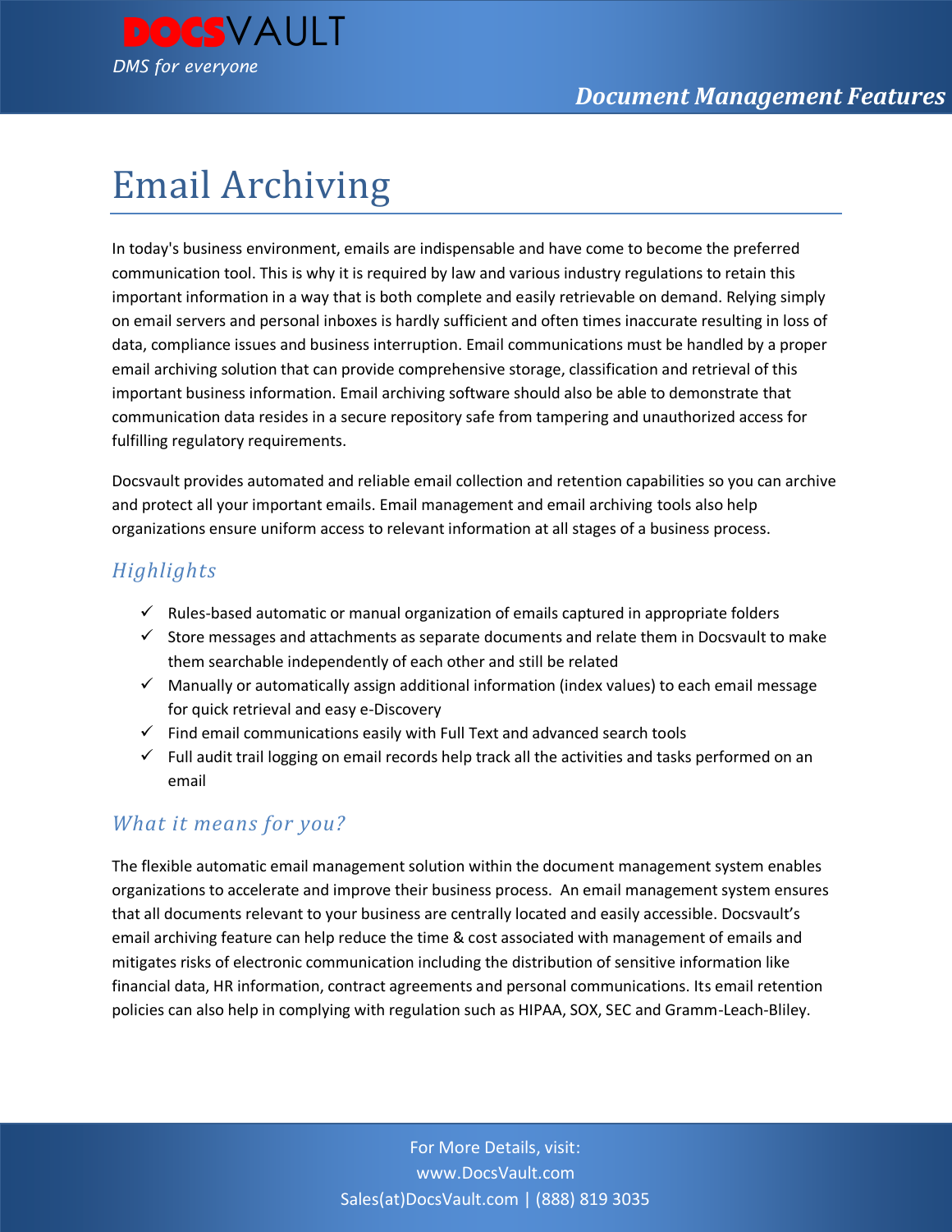# Email Archiving

In today's business environment, emails are indispensable and have come to become the preferred communication tool. This is why it is required by law and various industry regulations to retain this important information in a way that is both complete and easily retrievable on demand. Relying simply on email servers and personal inboxes is hardly sufficient and often times inaccurate resulting in loss of data, compliance issues and business interruption. Email communications must be handled by a proper email archiving solution that can provide comprehensive storage, classification and retrieval of this important business information. Email archiving software should also be able to demonstrate that communication data resides in a secure repository safe from tampering and unauthorized access for fulfilling regulatory requirements.

Docsvault provides automated and reliable email collection and retention capabilities so you can archive and protect all your important emails. Email management and email archiving tools also help organizations ensure uniform access to relevant information at all stages of a business process.

## Highlights

- ✓ Rules-based automatic or manual organization of emails captured in appropriate folders
- ✓ Store messages and attachments as separate documents and relate them in Docsvault to make them searchable independently of each other and still be related
- ✓ Manually or automatically assign additional information (index values) to each email message for quick retrieval and easy e-Discovery
- ✓ Find email communications easily with Full Text and advanced search tools
- ✓ Full audit trail logging on email records help track all the activities and tasks performed on an email

## What it means for you?

The flexible automatic email management solution within the document management system enables organizations to accelerate and improve their business process. An email management system ensures that all documents relevant to your business are centrally located and easily accessible. Docsvault's email archiving feature can help reduce the time & cost associated with management of emails and mitigates risks of electronic communication including the distribution of sensitive information like financial data, HR information, contract agreements and personal communications. Its email retention policies can also help in complying with regulation such as HIPAA, SOX, SEC and Gramm-Leach-Bliley.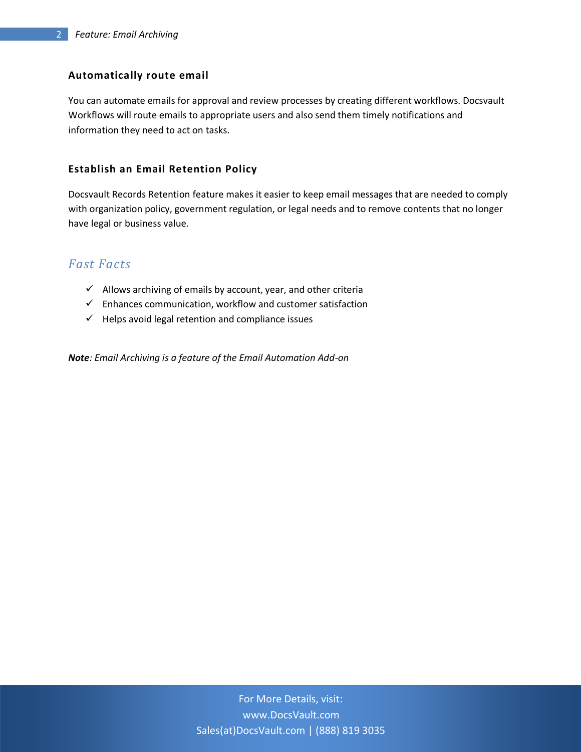### Automatically route email

You can automate emails for approval and review processes by creating different workflows. Docsvault Workflows will route emails to appropriate users and also send them timely notifications and information they need to act on tasks.

### Establish an Email Retention Policy

Docsvault Records Retention feature makes it easier to keep email messages that are needed to comply with organization policy, government regulation, or legal needs and to remove contents that no longer have legal or business value.

## *Fast Facts*

- ✓ Allows archiving of emails by account, year, and other criteria
- ✓ Enhances communication, workflow and customer satisfaction
- ✓ Helps avoid legal retention and compliance issues

***Note****: Email Archiving is a feature of the Email Automation Add-on*

For More Details, visit:
www.DocsVault.com
Sales(at)DocsVault.com | (888) 819 3035